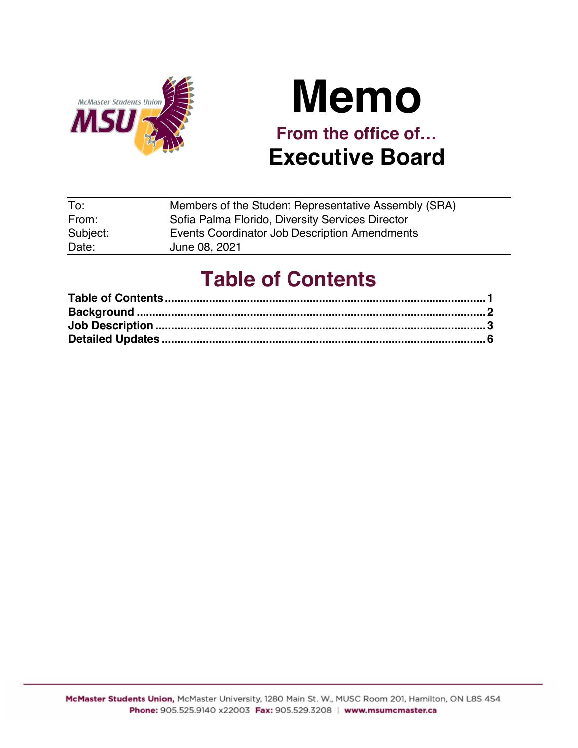# Memo

## From the office of…

## Executive Board

| | |
|---|---|
| To: | Members of the Student Representative Assembly (SRA) |
| From: | Sofia Palma Florido, Diversity Services Director |
| Subject: | Events Coordinator Job Description Amendments |
| Date: | June 08, 2021 |

# Table of Contents

**Table of Contents** ........................................................................................ **1**
**Background** ................................................................................................ **2**
**Job Description** .......................................................................................... **3**
**Detailed Updates** ........................................................................................ **6**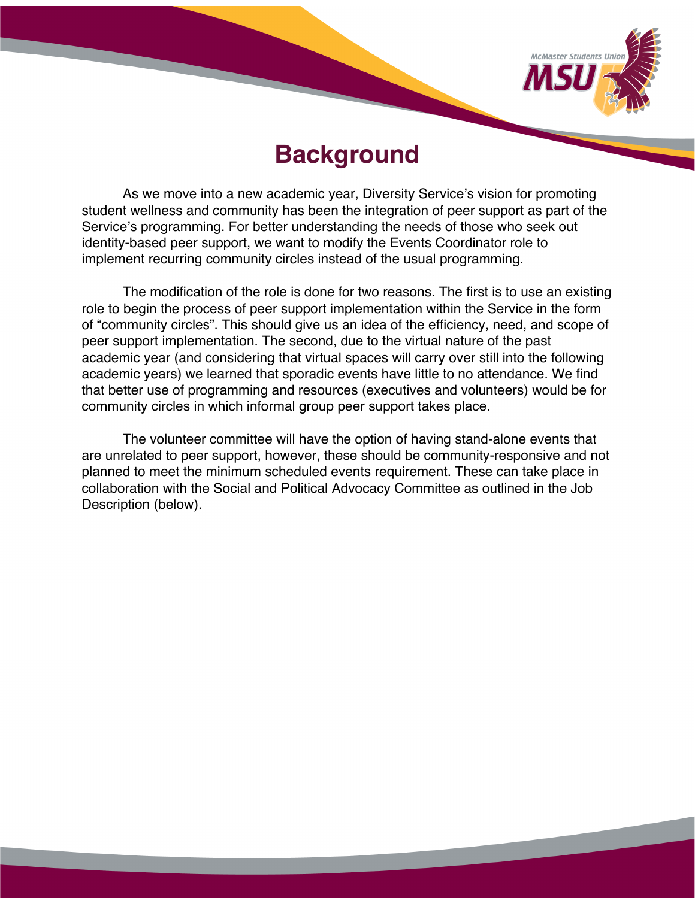# Background

As we move into a new academic year, Diversity Service's vision for promoting student wellness and community has been the integration of peer support as part of the Service's programming. For better understanding the needs of those who seek out identity-based peer support, we want to modify the Events Coordinator role to implement recurring community circles instead of the usual programming.

The modification of the role is done for two reasons. The first is to use an existing role to begin the process of peer support implementation within the Service in the form of "community circles". This should give us an idea of the efficiency, need, and scope of peer support implementation. The second, due to the virtual nature of the past academic year (and considering that virtual spaces will carry over still into the following academic years) we learned that sporadic events have little to no attendance. We find that better use of programming and resources (executives and volunteers) would be for community circles in which informal group peer support takes place.

The volunteer committee will have the option of having stand-alone events that are unrelated to peer support, however, these should be community-responsive and not planned to meet the minimum scheduled events requirement. These can take place in collaboration with the Social and Political Advocacy Committee as outlined in the Job Description (below).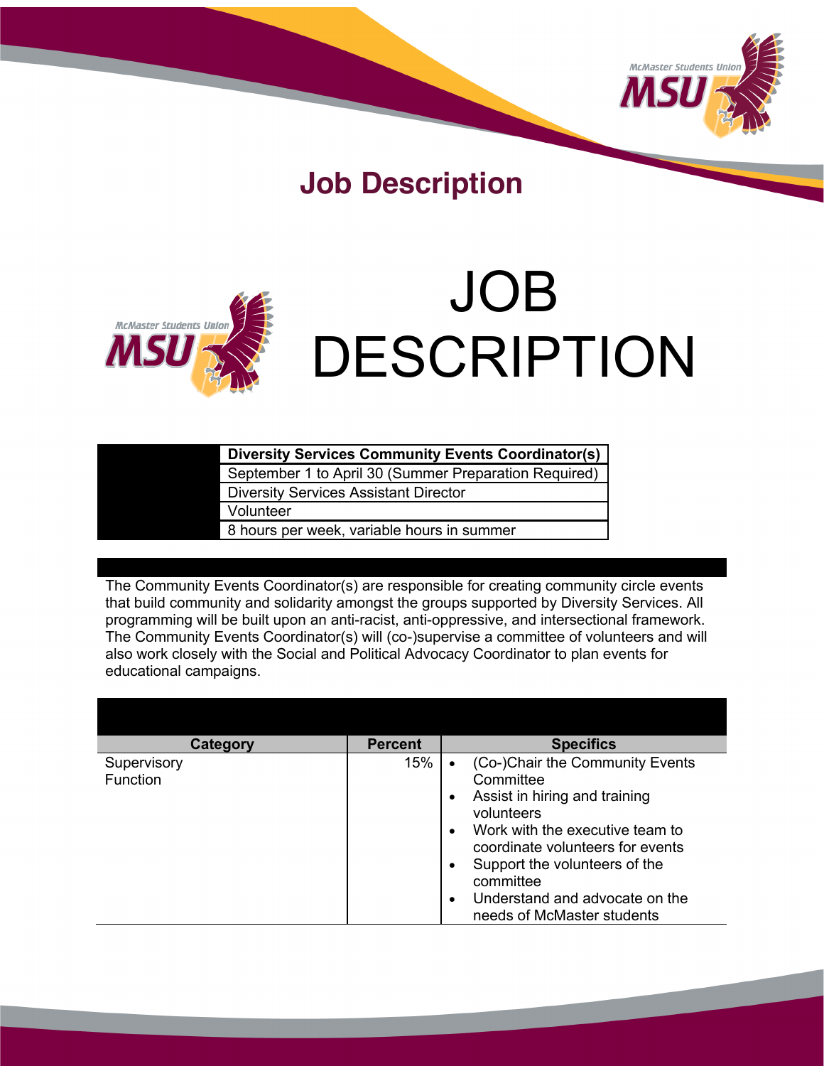# Job Description

# JOB DESCRIPTION

| | |
|---|---|
| | **Diversity Services Community Events Coordinator(s)** |
| | September 1 to April 30 (Summer Preparation Required) |
| | Diversity Services Assistant Director |
| | Volunteer |
| | 8 hours per week, variable hours in summer |

The Community Events Coordinator(s) are responsible for creating community circle events that build community and solidarity amongst the groups supported by Diversity Services. All programming will be built upon an anti-racist, anti-oppressive, and intersectional framework. The Community Events Coordinator(s) will (co-)supervise a committee of volunteers and will also work closely with the Social and Political Advocacy Coordinator to plan events for educational campaigns.

| Category | Percent | Specifics |
|---|---|---|
| Supervisory Function | 15% | • (Co-)Chair the Community Events Committee<br>• Assist in hiring and training volunteers<br>• Work with the executive team to coordinate volunteers for events<br>• Support the volunteers of the committee<br>• Understand and advocate on the needs of McMaster students |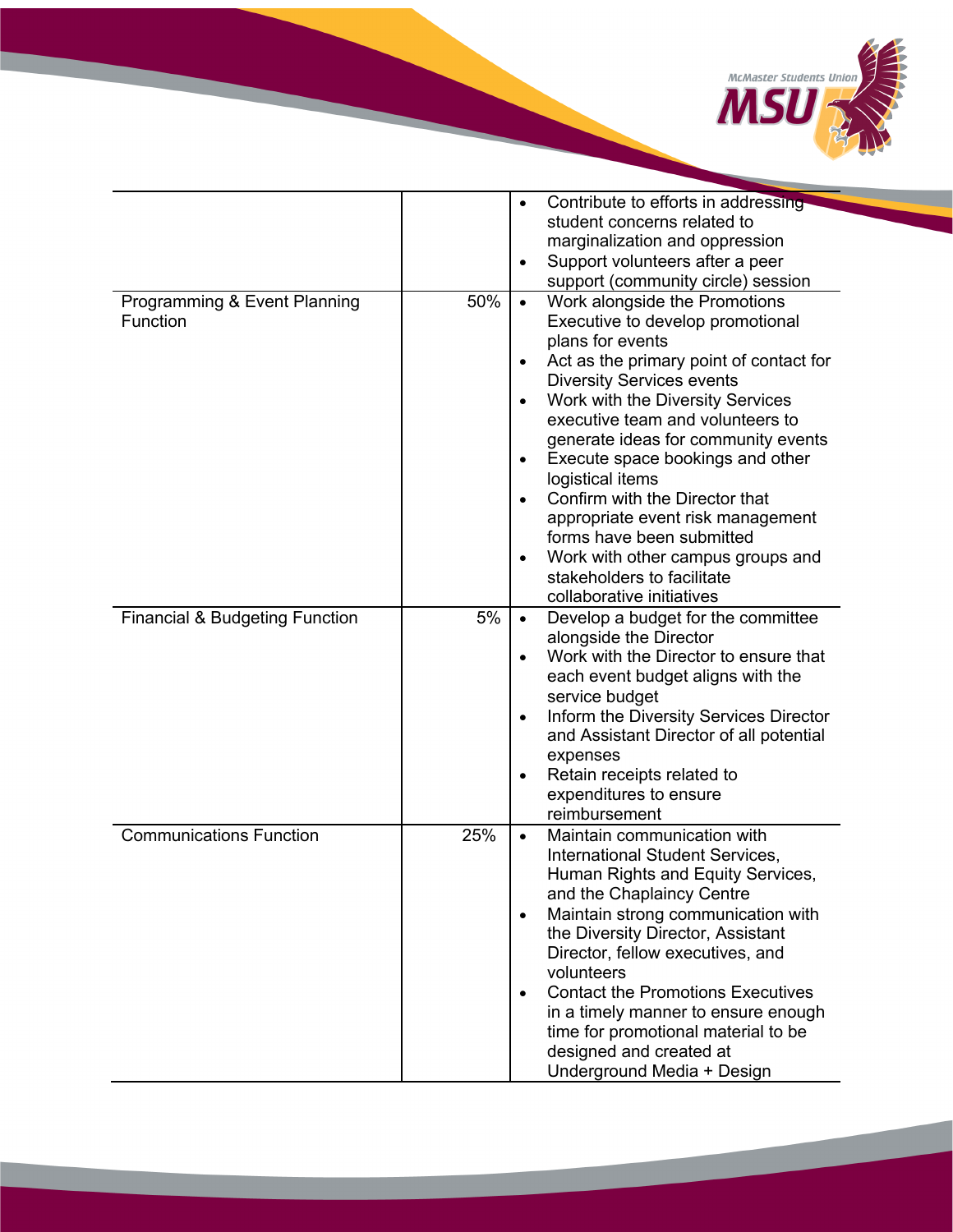| | | |
|---|---|---|
| | | • Contribute to efforts in addressing student concerns related to marginalization and oppression<br>• Support volunteers after a peer support (community circle) session |
| Programming & Event Planning Function | 50% | • Work alongside the Promotions Executive to develop promotional plans for events<br>• Act as the primary point of contact for Diversity Services events<br>• Work with the Diversity Services executive team and volunteers to generate ideas for community events<br>• Execute space bookings and other logistical items<br>• Confirm with the Director that appropriate event risk management forms have been submitted<br>• Work with other campus groups and stakeholders to facilitate collaborative initiatives |
| Financial & Budgeting Function | 5% | • Develop a budget for the committee alongside the Director<br>• Work with the Director to ensure that each event budget aligns with the service budget<br>• Inform the Diversity Services Director and Assistant Director of all potential expenses<br>• Retain receipts related to expenditures to ensure reimbursement |
| Communications Function | 25% | • Maintain communication with International Student Services, Human Rights and Equity Services, and the Chaplaincy Centre<br>• Maintain strong communication with the Diversity Director, Assistant Director, fellow executives, and volunteers<br>• Contact the Promotions Executives in a timely manner to ensure enough time for promotional material to be designed and created at Underground Media + Design |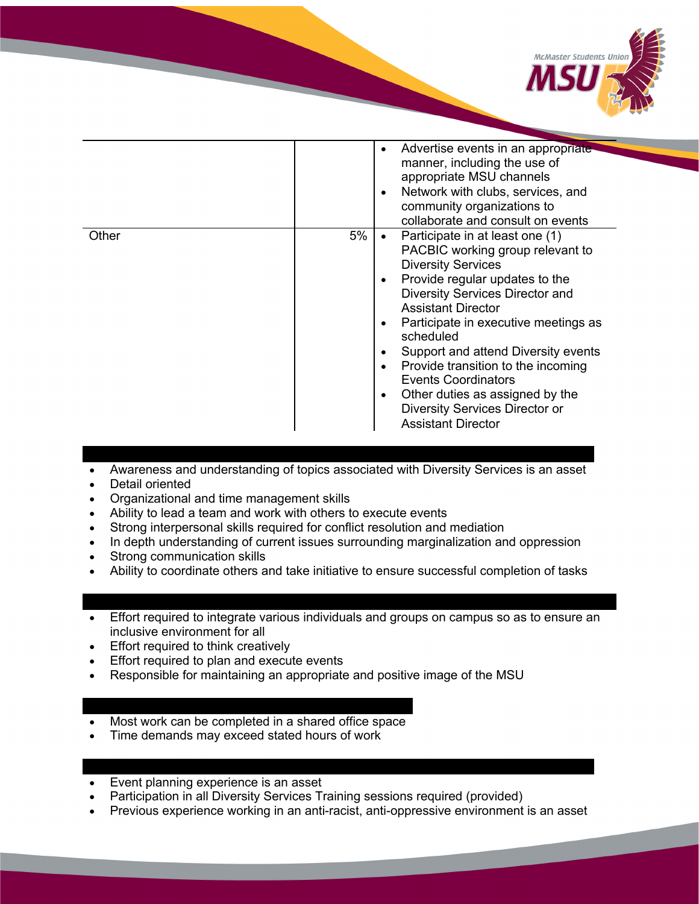| | | |
|---|---|---|
| | | • Advertise events in an appropriate manner, including the use of appropriate MSU channels<br>• Network with clubs, services, and community organizations to collaborate and consult on events |
| Other | 5% | • Participate in at least one (1) PACBIC working group relevant to Diversity Services<br>• Provide regular updates to the Diversity Services Director and Assistant Director<br>• Participate in executive meetings as scheduled<br>• Support and attend Diversity events<br>• Provide transition to the incoming Events Coordinators<br>• Other duties as assigned by the Diversity Services Director or Assistant Director |

- Awareness and understanding of topics associated with Diversity Services is an asset
- Detail oriented
- Organizational and time management skills
- Ability to lead a team and work with others to execute events
- Strong interpersonal skills required for conflict resolution and mediation
- In depth understanding of current issues surrounding marginalization and oppression
- Strong communication skills
- Ability to coordinate others and take initiative to ensure successful completion of tasks

- Effort required to integrate various individuals and groups on campus so as to ensure an inclusive environment for all
- Effort required to think creatively
- Effort required to plan and execute events
- Responsible for maintaining an appropriate and positive image of the MSU

- Most work can be completed in a shared office space
- Time demands may exceed stated hours of work

- Event planning experience is an asset
- Participation in all Diversity Services Training sessions required (provided)
- Previous experience working in an anti-racist, anti-oppressive environment is an asset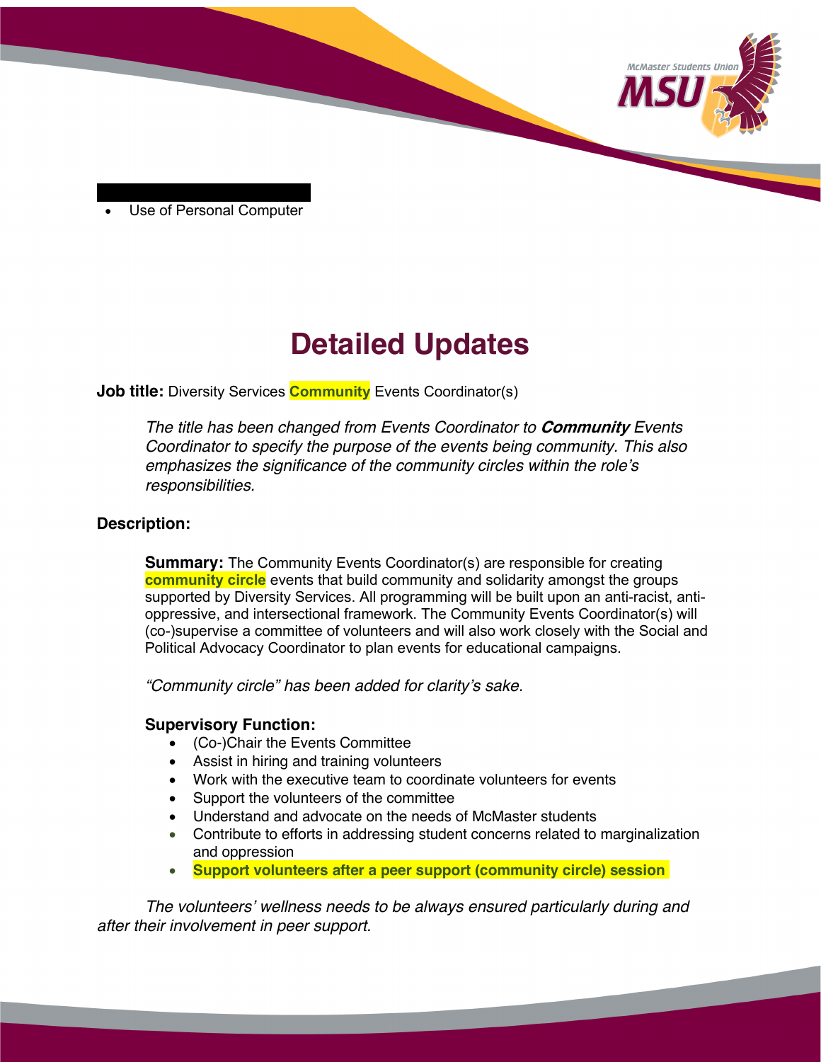- Use of Personal Computer

# Detailed Updates

**Job title:** Diversity Services **Community** Events Coordinator(s)

*The title has been changed from Events Coordinator to **Community** Events Coordinator to specify the purpose of the events being community. This also emphasizes the significance of the community circles within the role's responsibilities.*

**Description:**

**Summary:** The Community Events Coordinator(s) are responsible for creating **community circle** events that build community and solidarity amongst the groups supported by Diversity Services. All programming will be built upon an anti-racist, anti-oppressive, and intersectional framework. The Community Events Coordinator(s) will (co-)supervise a committee of volunteers and will also work closely with the Social and Political Advocacy Coordinator to plan events for educational campaigns.

*"Community circle" has been added for clarity's sake.*

**Supervisory Function:**

- (Co-)Chair the Events Committee
- Assist in hiring and training volunteers
- Work with the executive team to coordinate volunteers for events
- Support the volunteers of the committee
- Understand and advocate on the needs of McMaster students
- Contribute to efforts in addressing student concerns related to marginalization and oppression
- **Support volunteers after a peer support (community circle) session**

*The volunteers' wellness needs to be always ensured particularly during and after their involvement in peer support.*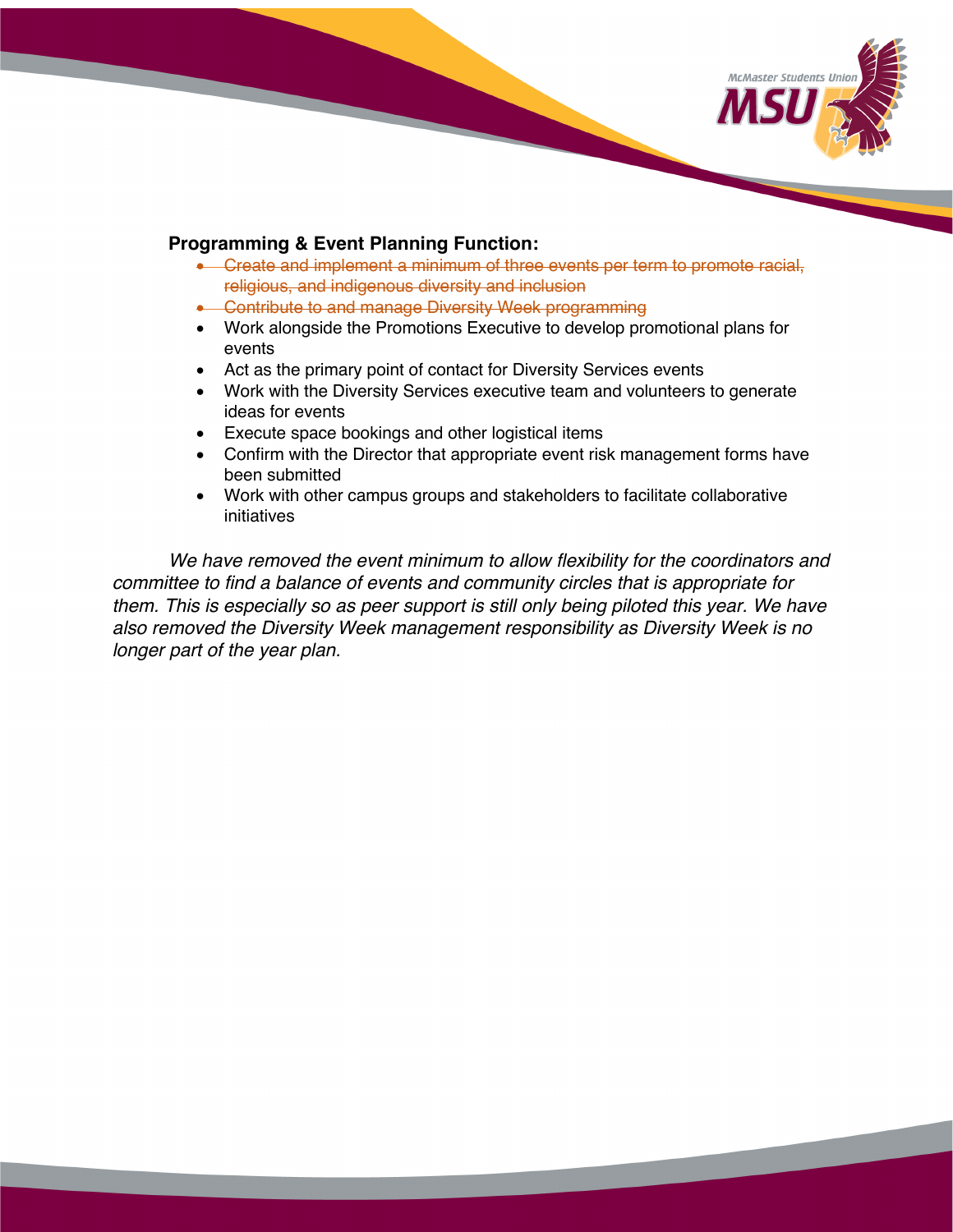**Programming & Event Planning Function:**

- ~~Create and implement a minimum of three events per term to promote racial, religious, and indigenous diversity and inclusion~~
- ~~Contribute to and manage Diversity Week programming~~
- Work alongside the Promotions Executive to develop promotional plans for events
- Act as the primary point of contact for Diversity Services events
- Work with the Diversity Services executive team and volunteers to generate ideas for events
- Execute space bookings and other logistical items
- Confirm with the Director that appropriate event risk management forms have been submitted
- Work with other campus groups and stakeholders to facilitate collaborative initiatives

*We have removed the event minimum to allow flexibility for the coordinators and committee to find a balance of events and community circles that is appropriate for them. This is especially so as peer support is still only being piloted this year. We have also removed the Diversity Week management responsibility as Diversity Week is no longer part of the year plan.*